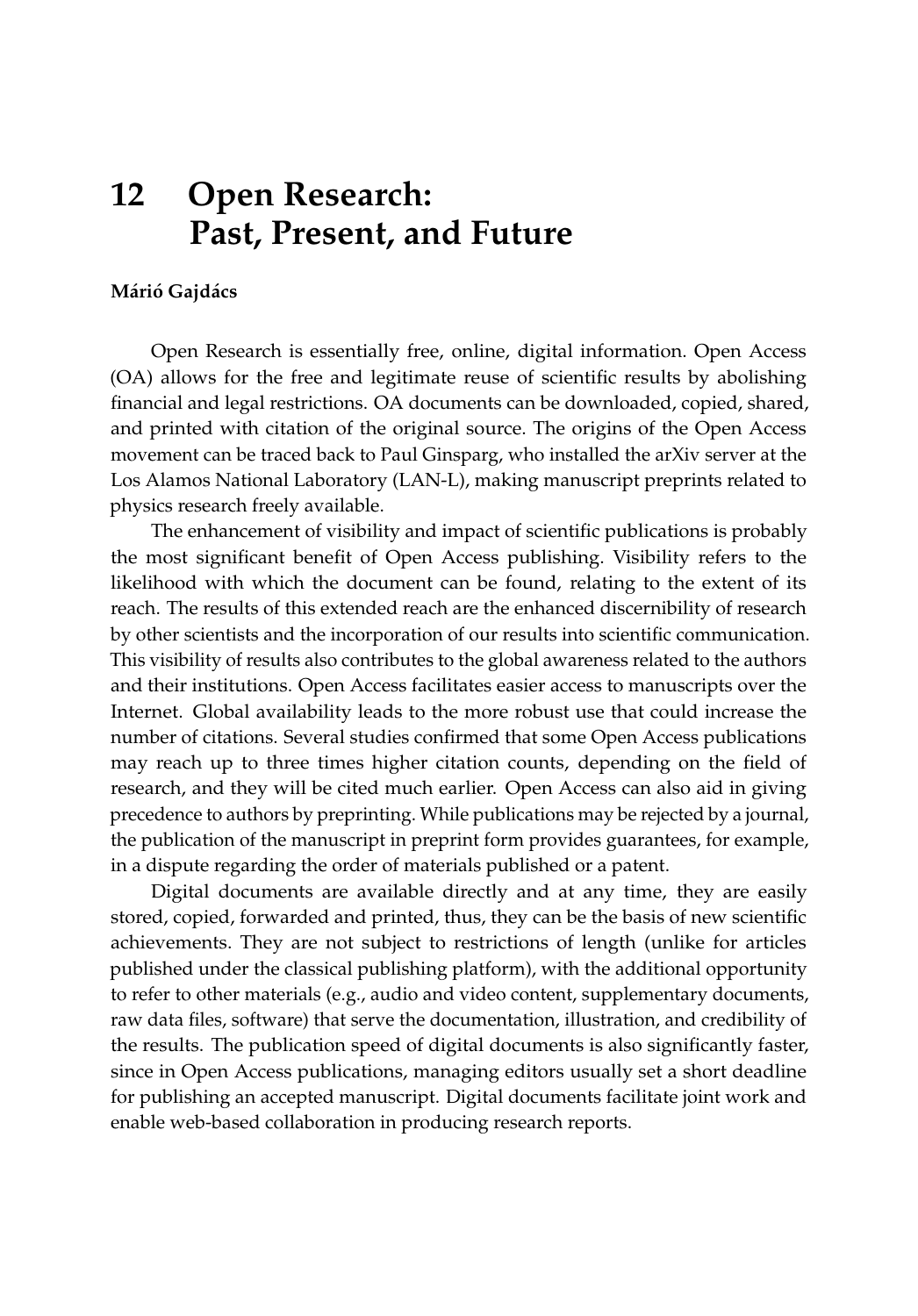# 12 Open Research: Past, Present, and Future

**Márió Gajdács**

Open Research is essentially free, online, digital information. Open Access (OA) allows for the free and legitimate reuse of scientific results by abolishing financial and legal restrictions. OA documents can be downloaded, copied, shared, and printed with citation of the original source. The origins of the Open Access movement can be traced back to Paul Ginsparg, who installed the arXiv server at the Los Alamos National Laboratory (LAN-L), making manuscript preprints related to physics research freely available.

The enhancement of visibility and impact of scientific publications is probably the most significant benefit of Open Access publishing. Visibility refers to the likelihood with which the document can be found, relating to the extent of its reach. The results of this extended reach are the enhanced discernibility of research by other scientists and the incorporation of our results into scientific communication. This visibility of results also contributes to the global awareness related to the authors and their institutions. Open Access facilitates easier access to manuscripts over the Internet. Global availability leads to the more robust use that could increase the number of citations. Several studies confirmed that some Open Access publications may reach up to three times higher citation counts, depending on the field of research, and they will be cited much earlier. Open Access can also aid in giving precedence to authors by preprinting. While publications may be rejected by a journal, the publication of the manuscript in preprint form provides guarantees, for example, in a dispute regarding the order of materials published or a patent.

Digital documents are available directly and at any time, they are easily stored, copied, forwarded and printed, thus, they can be the basis of new scientific achievements. They are not subject to restrictions of length (unlike for articles published under the classical publishing platform), with the additional opportunity to refer to other materials (e.g., audio and video content, supplementary documents, raw data files, software) that serve the documentation, illustration, and credibility of the results. The publication speed of digital documents is also significantly faster, since in Open Access publications, managing editors usually set a short deadline for publishing an accepted manuscript. Digital documents facilitate joint work and enable web-based collaboration in producing research reports.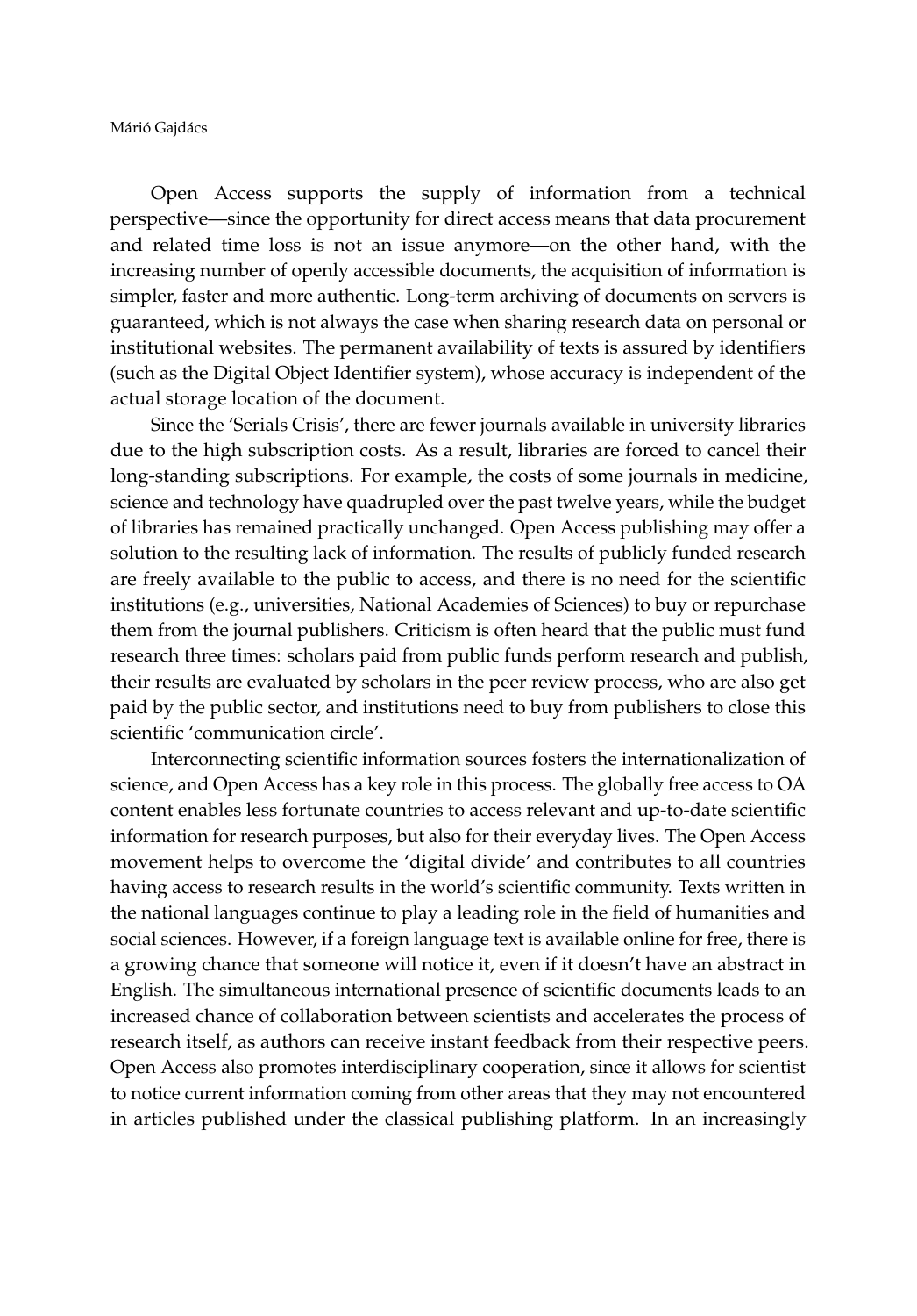Open Access supports the supply of information from a technical perspective—since the opportunity for direct access means that data procurement and related time loss is not an issue anymore—on the other hand, with the increasing number of openly accessible documents, the acquisition of information is simpler, faster and more authentic. Long-term archiving of documents on servers is guaranteed, which is not always the case when sharing research data on personal or institutional websites. The permanent availability of texts is assured by identifiers (such as the Digital Object Identifier system), whose accuracy is independent of the actual storage location of the document.

Since the 'Serials Crisis', there are fewer journals available in university libraries due to the high subscription costs. As a result, libraries are forced to cancel their long-standing subscriptions. For example, the costs of some journals in medicine, science and technology have quadrupled over the past twelve years, while the budget of libraries has remained practically unchanged. Open Access publishing may offer a solution to the resulting lack of information. The results of publicly funded research are freely available to the public to access, and there is no need for the scientific institutions (e.g., universities, National Academies of Sciences) to buy or repurchase them from the journal publishers. Criticism is often heard that the public must fund research three times: scholars paid from public funds perform research and publish, their results are evaluated by scholars in the peer review process, who are also get paid by the public sector, and institutions need to buy from publishers to close this scientific 'communication circle'.

Interconnecting scientific information sources fosters the internationalization of science, and Open Access has a key role in this process. The globally free access to OA content enables less fortunate countries to access relevant and up-to-date scientific information for research purposes, but also for their everyday lives. The Open Access movement helps to overcome the 'digital divide' and contributes to all countries having access to research results in the world's scientific community. Texts written in the national languages continue to play a leading role in the field of humanities and social sciences. However, if a foreign language text is available online for free, there is a growing chance that someone will notice it, even if it doesn't have an abstract in English. The simultaneous international presence of scientific documents leads to an increased chance of collaboration between scientists and accelerates the process of research itself, as authors can receive instant feedback from their respective peers. Open Access also promotes interdisciplinary cooperation, since it allows for scientist to notice current information coming from other areas that they may not encountered in articles published under the classical publishing platform. In an increasingly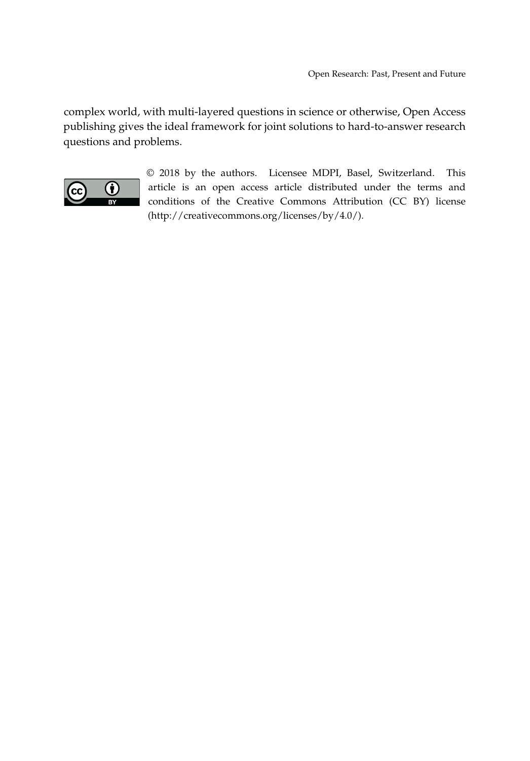complex world, with multi-layered questions in science or otherwise, Open Access publishing gives the ideal framework for joint solutions to hard-to-answer research questions and problems.

© 2018 by the authors. Licensee MDPI, Basel, Switzerland. This article is an open access article distributed under the terms and conditions of the Creative Commons Attribution (CC BY) license (http://creativecommons.org/licenses/by/4.0/).